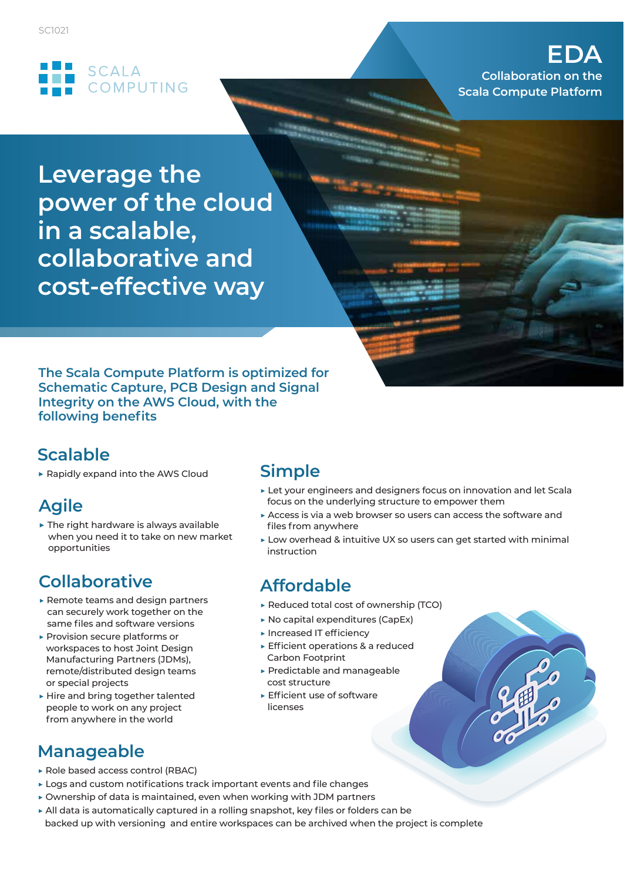SC1021

SCALA COMPUTING

# EDA

Collaboration on the Scala Compute Platform

## Leverage the power of the cloud in a scalable, collaborative and cost-effective way

**The Scala Compute Platform is optimized for Schematic Capture, PCB Design and Signal Integrity on the AWS Cloud, with the following benefits**

### Scalable

- Rapidly expand into the AWS Cloud

### Agile

- The right hardware is always available when you need it to take on new market opportunities

### Collaborative

- Remote teams and design partners can securely work together on the same files and software versions
- Provision secure platforms or workspaces to host Joint Design Manufacturing Partners (JDMs), remote/distributed design teams or special projects
- Hire and bring together talented people to work on any project from anywhere in the world

### Simple

- Let your engineers and designers focus on innovation and let Scala focus on the underlying structure to empower them
- Access is via a web browser so users can access the software and files from anywhere
- Low overhead & intuitive UX so users can get started with minimal instruction

### Affordable

- Reduced total cost of ownership (TCO)
- No capital expenditures (CapEx)
- Increased IT efficiency
- Efficient operations & a reduced Carbon Footprint
- Predictable and manageable cost structure
- Efficient use of software licenses

### Manageable

- Role based access control (RBAC)
- Logs and custom notifications track important events and file changes
- Ownership of data is maintained, even when working with JDM partners
- All data is automatically captured in a rolling snapshot, key files or folders can be backed up with versioning and entire workspaces can be archived when the project is complete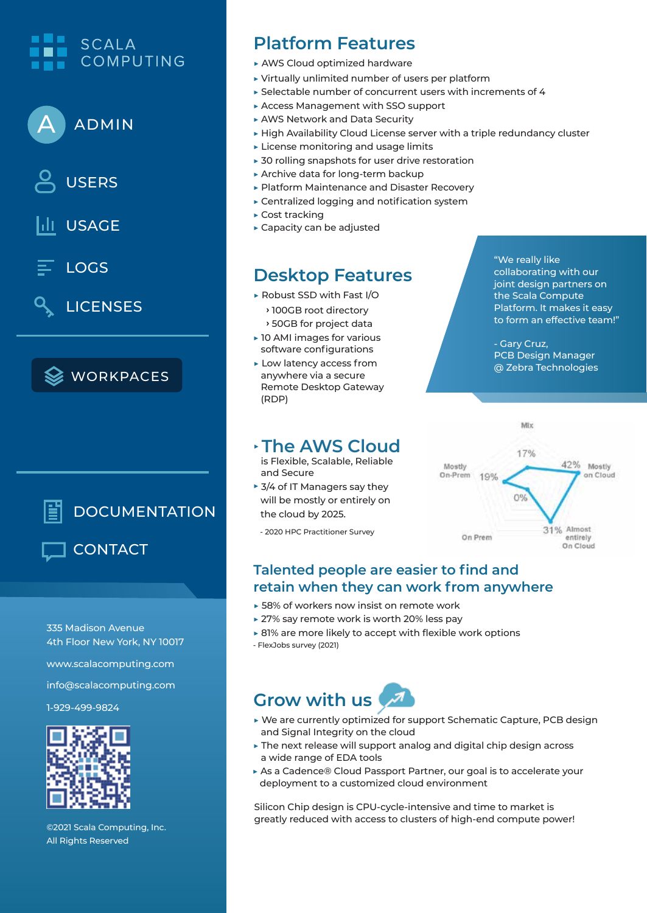SCALA COMPUTING

ADMIN

USERS

USAGE

LOGS

LICENSES

WORKPACES

DOCUMENTATION

CONTACT

335 Madison Avenue
4th Floor New York, NY 10017

www.scalacomputing.com

info@scalacomputing.com

1-929-499-9824

©2021 Scala Computing, Inc.
All Rights Reserved

## Platform Features

- AWS Cloud optimized hardware
- Virtually unlimited number of users per platform
- Selectable number of concurrent users with increments of 4
- Access Management with SSO support
- AWS Network and Data Security
- High Availability Cloud License server with a triple redundancy cluster
- License monitoring and usage limits
- 30 rolling snapshots for user drive restoration
- Archive data for long-term backup
- Platform Maintenance and Disaster Recovery
- Centralized logging and notification system
- Cost tracking
- Capacity can be adjusted

## Desktop Features

- Robust SSD with Fast I/O
  - 100GB root directory
  - 50GB for project data
- 10 AMI images for various software configurations
- Low latency access from anywhere via a secure Remote Desktop Gateway (RDP)

"We really like collaborating with our joint design partners on the Scala Compute Platform. It makes it easy to form an effective team!"

- Gary Cruz,
PCB Design Manager
@ Zebra Technologies

## The AWS Cloud

is Flexible, Scalable, Reliable and Secure

- 3/4 of IT Managers say they will be mostly or entirely on the cloud by 2025.

- 2020 HPC Practitioner Survey

Mix
17%
Mostly On-Prem
19%
42%
Mostly on Cloud
0%
On Prem
31%
Almost entirely On Cloud

## Talented people are easier to find and retain when they can work from anywhere

- 58% of workers now insist on remote work
- 27% say remote work is worth 20% less pay
- 81% are more likely to accept with flexible work options

- FlexJobs survey (2021)

## Grow with us

- We are currently optimized for support Schematic Capture, PCB design and Signal Integrity on the cloud
- The next release will support analog and digital chip design across a wide range of EDA tools
- As a Cadence® Cloud Passport Partner, our goal is to accelerate your deployment to a customized cloud environment

Silicon Chip design is CPU-cycle-intensive and time to market is greatly reduced with access to clusters of high-end compute power!